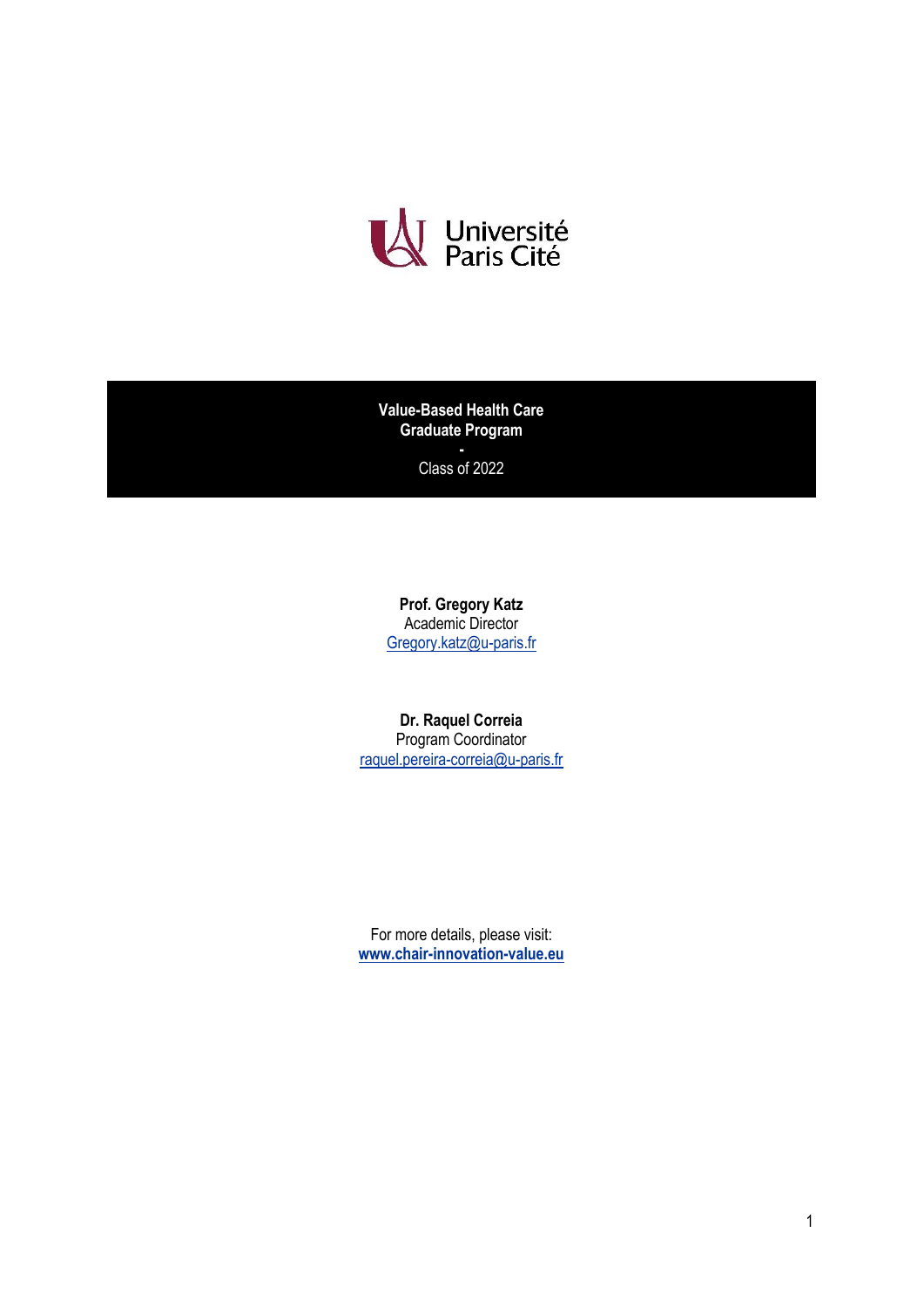Université Paris Cité

# Value-Based Health Care Graduate Program

-

Class of 2022

**Prof. Gregory Katz**
Academic Director
Gregory.katz@u-paris.fr

**Dr. Raquel Correia**
Program Coordinator
raquel.pereira-correia@u-paris.fr

For more details, please visit:
**www.chair-innovation-value.eu**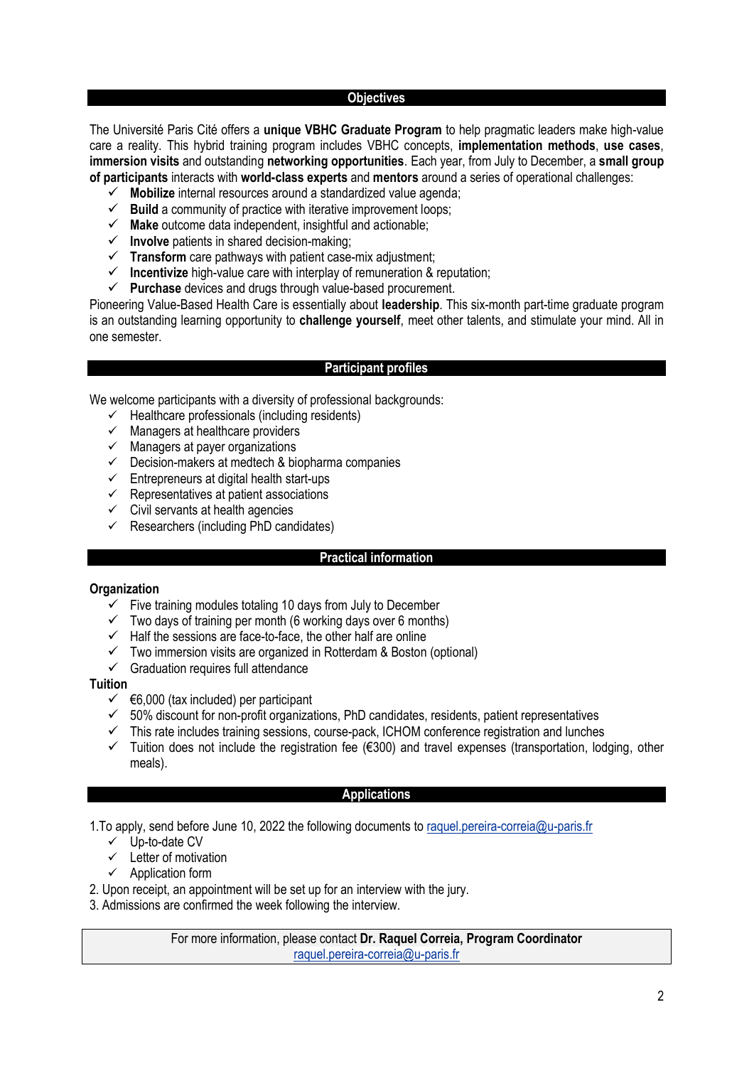## Objectives

The Université Paris Cité offers a **unique VBHC Graduate Program** to help pragmatic leaders make high-value care a reality. This hybrid training program includes VBHC concepts, **implementation methods**, **use cases**, **immersion visits** and outstanding **networking opportunities**. Each year, from July to December, a **small group of participants** interacts with **world-class experts** and **mentors** around a series of operational challenges:

- ✓ **Mobilize** internal resources around a standardized value agenda;
- ✓ **Build** a community of practice with iterative improvement loops;
- ✓ **Make** outcome data independent, insightful and actionable;
- ✓ **Involve** patients in shared decision-making;
- ✓ **Transform** care pathways with patient case-mix adjustment;
- ✓ **Incentivize** high-value care with interplay of remuneration & reputation;
- ✓ **Purchase** devices and drugs through value-based procurement.

Pioneering Value-Based Health Care is essentially about **leadership**. This six-month part-time graduate program is an outstanding learning opportunity to **challenge yourself**, meet other talents, and stimulate your mind. All in one semester.

## Participant profiles

We welcome participants with a diversity of professional backgrounds:

- ✓ Healthcare professionals (including residents)
- ✓ Managers at healthcare providers
- ✓ Managers at payer organizations
- ✓ Decision-makers at medtech & biopharma companies
- ✓ Entrepreneurs at digital health start-ups
- ✓ Representatives at patient associations
- ✓ Civil servants at health agencies
- ✓ Researchers (including PhD candidates)

## Practical information

**Organization**

- ✓ Five training modules totaling 10 days from July to December
- ✓ Two days of training per month (6 working days over 6 months)
- ✓ Half the sessions are face-to-face, the other half are online
- ✓ Two immersion visits are organized in Rotterdam & Boston (optional)
- ✓ Graduation requires full attendance

**Tuition**

- ✓ €6,000 (tax included) per participant
- ✓ 50% discount for non-profit organizations, PhD candidates, residents, patient representatives
- ✓ This rate includes training sessions, course-pack, ICHOM conference registration and lunches
- ✓ Tuition does not include the registration fee (€300) and travel expenses (transportation, lodging, other meals).

## Applications

1. To apply, send before June 10, 2022 the following documents to raquel.pereira-correia@u-paris.fr
   - ✓ Up-to-date CV
   - ✓ Letter of motivation
   - ✓ Application form
2. Upon receipt, an appointment will be set up for an interview with the jury.
3. Admissions are confirmed the week following the interview.

For more information, please contact **Dr. Raquel Correia, Program Coordinator**
raquel.pereira-correia@u-paris.fr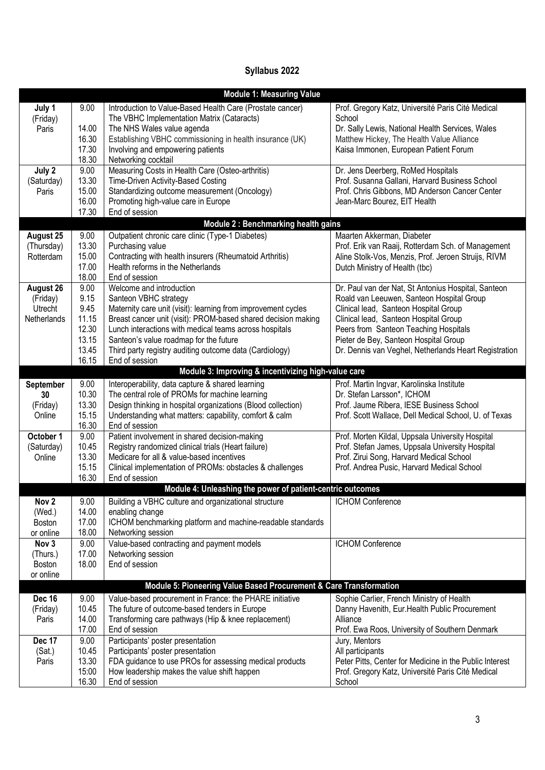# Syllabus 2022

| Date | Time | Session | Speaker |
|---|---|---|---|
| **Module 1: Measuring Value** | | | |
| **July 1** (Friday) Paris | 9.00 | Introduction to Value-Based Health Care (Prostate cancer) | Prof. Gregory Katz, Université Paris Cité Medical School |
| | | The VBHC Implementation Matrix (Cataracts) | |
| | 14.00 | The NHS Wales value agenda | Dr. Sally Lewis, National Health Services, Wales |
| | 16.30 | Establishing VBHC commissioning in health insurance (UK) | Matthew Hickey, The Health Value Alliance |
| | 17.30 | Involving and empowering patients | Kaisa Immonen, European Patient Forum |
| | 18.30 | Networking cocktail | |
| **July 2** (Saturday) Paris | 9.00 | Measuring Costs in Health Care (Osteo-arthritis) | Dr. Jens Deerberg, RoMed Hospitals |
| | 13.30 | Time-Driven Activity-Based Costing | Prof. Susanna Gallani, Harvard Business School |
| | 15.00 | Standardizing outcome measurement (Oncology) | Prof. Chris Gibbons, MD Anderson Cancer Center |
| | 16.00 | Promoting high-value care in Europe | Jean-Marc Bourez, EIT Health |
| | 17.30 | End of session | |
| **Module 2 : Benchmarking health gains** | | | |
| **August 25** (Thursday) Rotterdam | 9.00 | Outpatient chronic care clinic (Type-1 Diabetes) | Maarten Akkerman, Diabeter |
| | 13.30 | Purchasing value | Prof. Erik van Raaij, Rotterdam Sch. of Management |
| | 15.00 | Contracting with health insurers (Rheumatoid Arthritis) | Aline Stolk-Vos, Menzis, Prof. Jeroen Struijs, RIVM |
| | 17.00 | Health reforms in the Netherlands | Dutch Ministry of Health (tbc) |
| | 18.00 | End of session | |
| **August 26** (Friday) Utrecht Netherlands | 9.00 | Welcome and introduction | Dr. Paul van der Nat, St Antonius Hospital, Santeon |
| | 9.15 | Santeon VBHC strategy | Roald van Leeuwen, Santeon Hospital Group |
| | 9.45 | Maternity care unit (visit): learning from improvement cycles | Clinical lead, Santeon Hospital Group |
| | 11.15 | Breast cancer unit (visit): PROM-based shared decision making | Clinical lead, Santeon Hospital Group |
| | 12.30 | Lunch interactions with medical teams across hospitals | Peers from Santeon Teaching Hospitals |
| | 13.15 | Santeon's value roadmap for the future | Pieter de Bey, Santeon Hospital Group |
| | 13.45 | Third party registry auditing outcome data (Cardiology) | Dr. Dennis van Veghel, Netherlands Heart Registration |
| | 16.15 | End of session | |
| **Module 3: Improving & incentivizing high-value care** | | | |
| **September 30** (Friday) Online | 9.00 | Interoperability, data capture & shared learning | Prof. Martin Ingvar, Karolinska Institute |
| | 10.30 | The central role of PROMs for machine learning | Dr. Stefan Larsson*, ICHOM |
| | 13.30 | Design thinking in hospital organizations (Blood collection) | Prof. Jaume Ribera, IESE Business School |
| | 15.15 | Understanding what matters: capability, comfort & calm | Prof. Scott Wallace, Dell Medical School, U. of Texas |
| | 16.30 | End of session | |
| **October 1** (Saturday) Online | 9.00 | Patient involvement in shared decision-making | Prof. Morten Kildal, Uppsala University Hospital |
| | 10.45 | Registry randomized clinical trials (Heart failure) | Prof. Stefan James, Uppsala University Hospital |
| | 13.30 | Medicare for all & value-based incentives | Prof. Zirui Song, Harvard Medical School |
| | 15.15 | Clinical implementation of PROMs: obstacles & challenges | Prof. Andrea Pusic, Harvard Medical School |
| | 16.30 | End of session | |
| **Module 4: Unleashing the power of patient-centric outcomes** | | | |
| **Nov 2** (Wed.) Boston or online | 9.00 | Building a VBHC culture and organizational structure | ICHOM Conference |
| | 14.00 | enabling change | |
| | 17.00 | ICHOM benchmarking platform and machine-readable standards | |
| | 18.00 | Networking session | |
| **Nov 3** (Thurs.) Boston or online | 9.00 | Value-based contracting and payment models | ICHOM Conference |
| | 17.00 | Networking session | |
| | 18.00 | End of session | |
| **Module 5: Pioneering Value Based Procurement & Care Transformation** | | | |
| **Dec 16** (Friday) Paris | 9.00 | Value-based procurement in France: the PHARE initiative | Sophie Carlier, French Ministry of Health |
| | 10.45 | The future of outcome-based tenders in Europe | Danny Havenith, Eur.Health Public Procurement Alliance |
| | 14.00 | Transforming care pathways (Hip & knee replacement) | Prof. Ewa Roos, University of Southern Denmark |
| | 17.00 | End of session | |
| **Dec 17** (Sat.) Paris | 9.00 | Participants' poster presentation | Jury, Mentors |
| | 10.45 | Participants' poster presentation | All participants |
| | 13.30 | FDA guidance to use PROs for assessing medical products | Peter Pitts, Center for Medicine in the Public Interest |
| | 15:00 | How leadership makes the value shift happen | Prof. Gregory Katz, Université Paris Cité Medical School |
| | 16.30 | End of session | |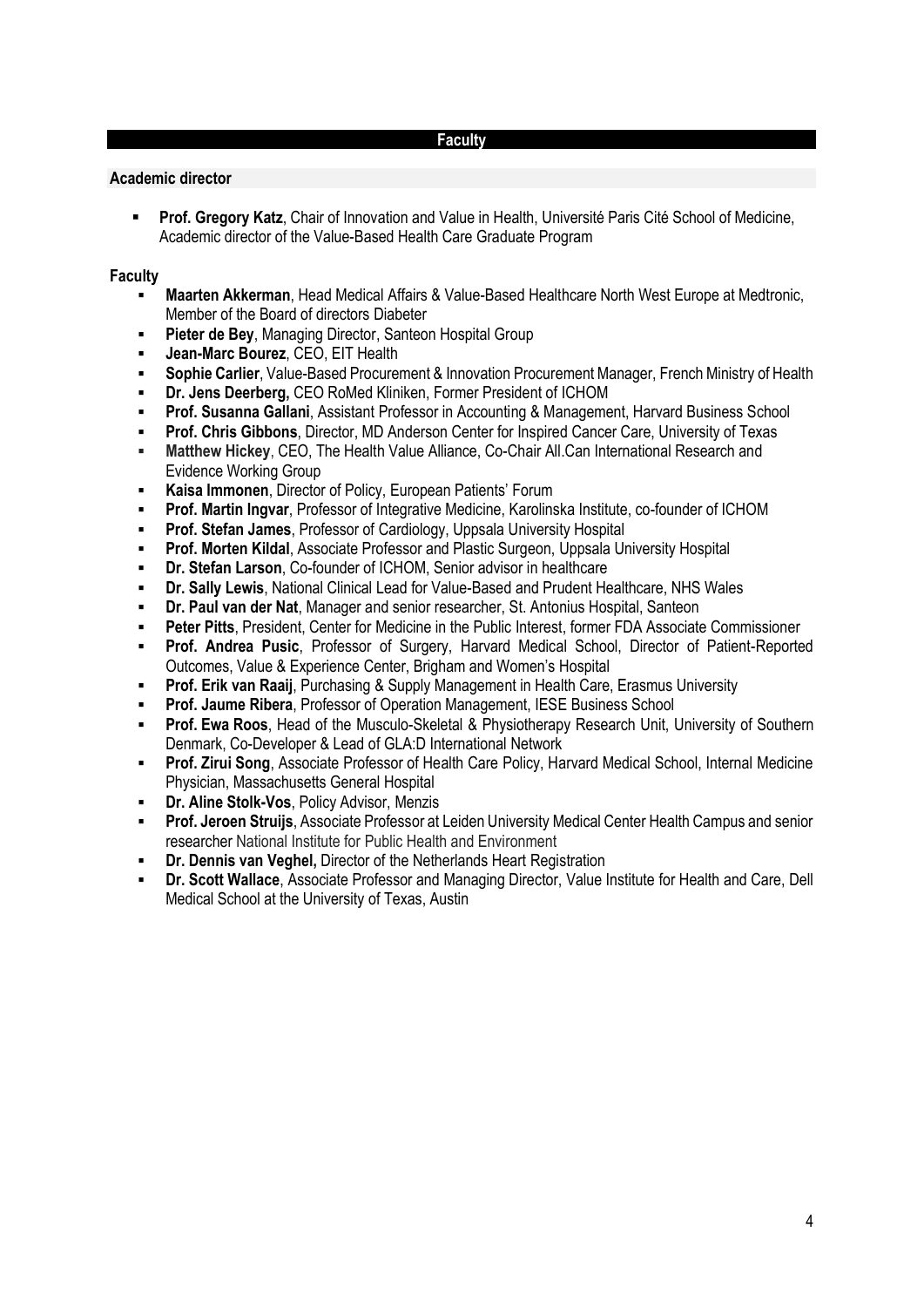## Faculty

### Academic director

- **Prof. Gregory Katz**, Chair of Innovation and Value in Health, Université Paris Cité School of Medicine, Academic director of the Value-Based Health Care Graduate Program

### Faculty

- **Maarten Akkerman**, Head Medical Affairs & Value-Based Healthcare North West Europe at Medtronic, Member of the Board of directors Diabeter
- **Pieter de Bey**, Managing Director, Santeon Hospital Group
- **Jean-Marc Bourez**, CEO, EIT Health
- **Sophie Carlier**, Value-Based Procurement & Innovation Procurement Manager, French Ministry of Health
- **Dr. Jens Deerberg,** CEO RoMed Kliniken, Former President of ICHOM
- **Prof. Susanna Gallani**, Assistant Professor in Accounting & Management, Harvard Business School
- **Prof. Chris Gibbons**, Director, MD Anderson Center for Inspired Cancer Care, University of Texas
- **Matthew Hickey**, CEO, The Health Value Alliance, Co-Chair All.Can International Research and Evidence Working Group
- **Kaisa Immonen**, Director of Policy, European Patients' Forum
- **Prof. Martin Ingvar**, Professor of Integrative Medicine, Karolinska Institute, co-founder of ICHOM
- **Prof. Stefan James**, Professor of Cardiology, Uppsala University Hospital
- **Prof. Morten Kildal**, Associate Professor and Plastic Surgeon, Uppsala University Hospital
- **Dr. Stefan Larson**, Co-founder of ICHOM, Senior advisor in healthcare
- **Dr. Sally Lewis**, National Clinical Lead for Value-Based and Prudent Healthcare, NHS Wales
- **Dr. Paul van der Nat**, Manager and senior researcher, St. Antonius Hospital, Santeon
- **Peter Pitts**, President, Center for Medicine in the Public Interest, former FDA Associate Commissioner
- **Prof. Andrea Pusic**, Professor of Surgery, Harvard Medical School, Director of Patient-Reported Outcomes, Value & Experience Center, Brigham and Women's Hospital
- **Prof. Erik van Raaij**, Purchasing & Supply Management in Health Care, Erasmus University
- **Prof. Jaume Ribera**, Professor of Operation Management, IESE Business School
- **Prof. Ewa Roos**, Head of the Musculo-Skeletal & Physiotherapy Research Unit, University of Southern Denmark, Co-Developer & Lead of GLA:D International Network
- **Prof. Zirui Song**, Associate Professor of Health Care Policy, Harvard Medical School, Internal Medicine Physician, Massachusetts General Hospital
- **Dr. Aline Stolk-Vos**, Policy Advisor, Menzis
- **Prof. Jeroen Struijs**, Associate Professor at Leiden University Medical Center Health Campus and senior researcher National Institute for Public Health and Environment
- **Dr. Dennis van Veghel,** Director of the Netherlands Heart Registration
- **Dr. Scott Wallace**, Associate Professor and Managing Director, Value Institute for Health and Care, Dell Medical School at the University of Texas, Austin